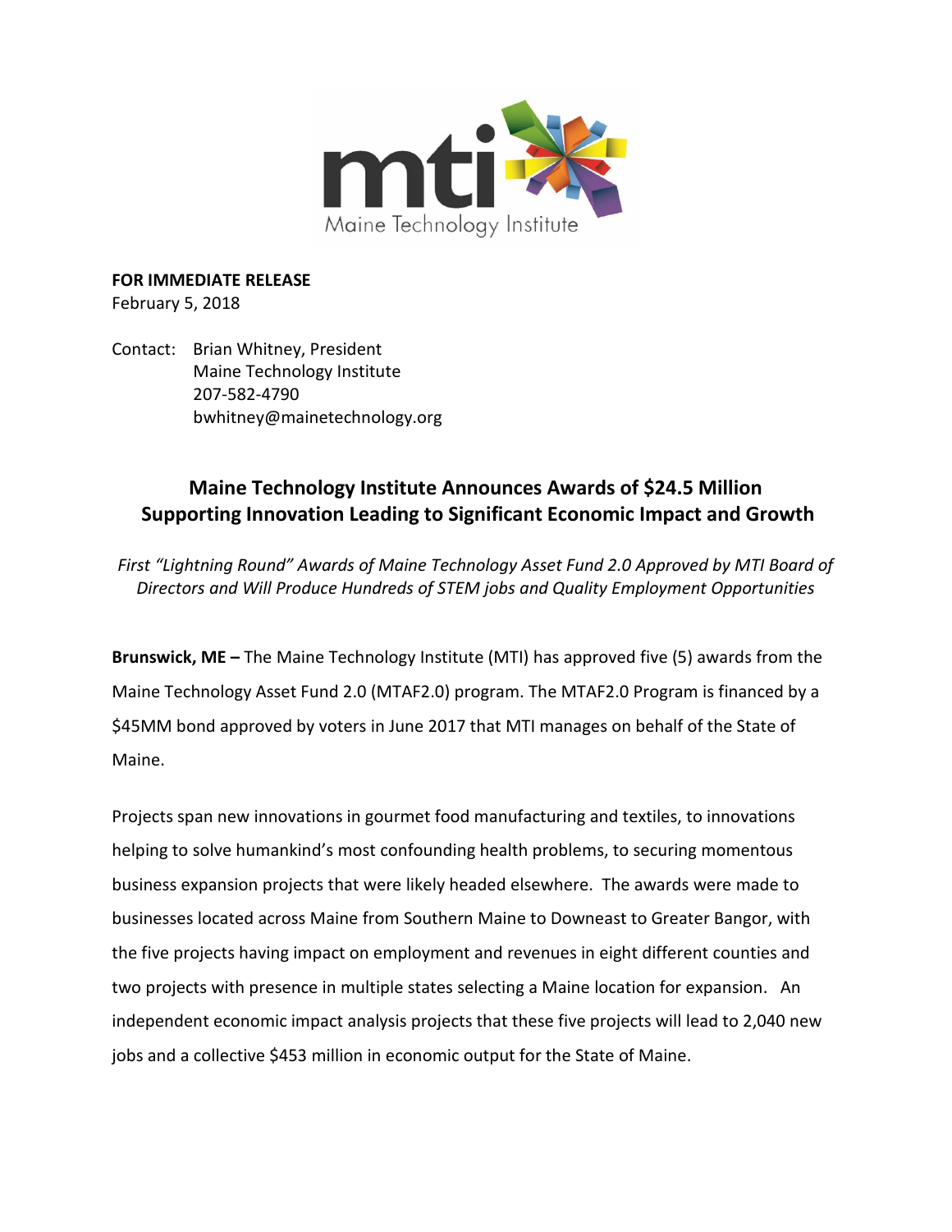**FOR IMMEDIATE RELEASE**
February 5, 2018

Contact: Brian Whitney, President
Maine Technology Institute
207-582-4790
bwhitney@mainetechnology.org

## Maine Technology Institute Announces Awards of $24.5 Million Supporting Innovation Leading to Significant Economic Impact and Growth

*First "Lightning Round" Awards of Maine Technology Asset Fund 2.0 Approved by MTI Board of Directors and Will Produce Hundreds of STEM jobs and Quality Employment Opportunities*

**Brunswick, ME –** The Maine Technology Institute (MTI) has approved five (5) awards from the Maine Technology Asset Fund 2.0 (MTAF2.0) program. The MTAF2.0 Program is financed by a $45MM bond approved by voters in June 2017 that MTI manages on behalf of the State of Maine.

Projects span new innovations in gourmet food manufacturing and textiles, to innovations helping to solve humankind's most confounding health problems, to securing momentous business expansion projects that were likely headed elsewhere. The awards were made to businesses located across Maine from Southern Maine to Downeast to Greater Bangor, with the five projects having impact on employment and revenues in eight different counties and two projects with presence in multiple states selecting a Maine location for expansion. An independent economic impact analysis projects that these five projects will lead to 2,040 new jobs and a collective $453 million in economic output for the State of Maine.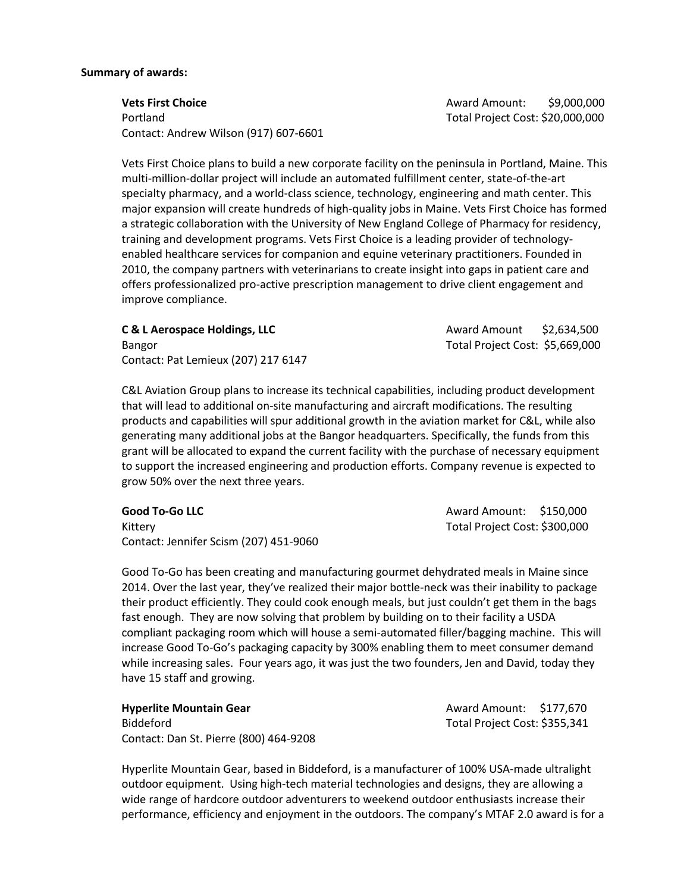**Summary of awards:**

**Vets First Choice**
Portland
Contact: Andrew Wilson (917) 607-6601

Award Amount: $9,000,000
Total Project Cost: $20,000,000

Vets First Choice plans to build a new corporate facility on the peninsula in Portland, Maine. This multi-million-dollar project will include an automated fulfillment center, state-of-the-art specialty pharmacy, and a world-class science, technology, engineering and math center. This major expansion will create hundreds of high-quality jobs in Maine. Vets First Choice has formed a strategic collaboration with the University of New England College of Pharmacy for residency, training and development programs. Vets First Choice is a leading provider of technology-enabled healthcare services for companion and equine veterinary practitioners. Founded in 2010, the company partners with veterinarians to create insight into gaps in patient care and offers professionalized pro-active prescription management to drive client engagement and improve compliance.

**C & L Aerospace Holdings, LLC**
Bangor
Contact: Pat Lemieux (207) 217 6147

Award Amount $2,634,500
Total Project Cost: $5,669,000

C&L Aviation Group plans to increase its technical capabilities, including product development that will lead to additional on-site manufacturing and aircraft modifications. The resulting products and capabilities will spur additional growth in the aviation market for C&L, while also generating many additional jobs at the Bangor headquarters. Specifically, the funds from this grant will be allocated to expand the current facility with the purchase of necessary equipment to support the increased engineering and production efforts. Company revenue is expected to grow 50% over the next three years.

**Good To-Go LLC**
Kittery
Contact: Jennifer Scism (207) 451-9060

Award Amount: $150,000
Total Project Cost: $300,000

Good To-Go has been creating and manufacturing gourmet dehydrated meals in Maine since 2014. Over the last year, they've realized their major bottle-neck was their inability to package their product efficiently. They could cook enough meals, but just couldn't get them in the bags fast enough. They are now solving that problem by building on to their facility a USDA compliant packaging room which will house a semi-automated filler/bagging machine. This will increase Good To-Go's packaging capacity by 300% enabling them to meet consumer demand while increasing sales. Four years ago, it was just the two founders, Jen and David, today they have 15 staff and growing.

**Hyperlite Mountain Gear**
Biddeford
Contact: Dan St. Pierre (800) 464-9208

Award Amount: $177,670
Total Project Cost: $355,341

Hyperlite Mountain Gear, based in Biddeford, is a manufacturer of 100% USA-made ultralight outdoor equipment. Using high-tech material technologies and designs, they are allowing a wide range of hardcore outdoor adventurers to weekend outdoor enthusiasts increase their performance, efficiency and enjoyment in the outdoors. The company's MTAF 2.0 award is for a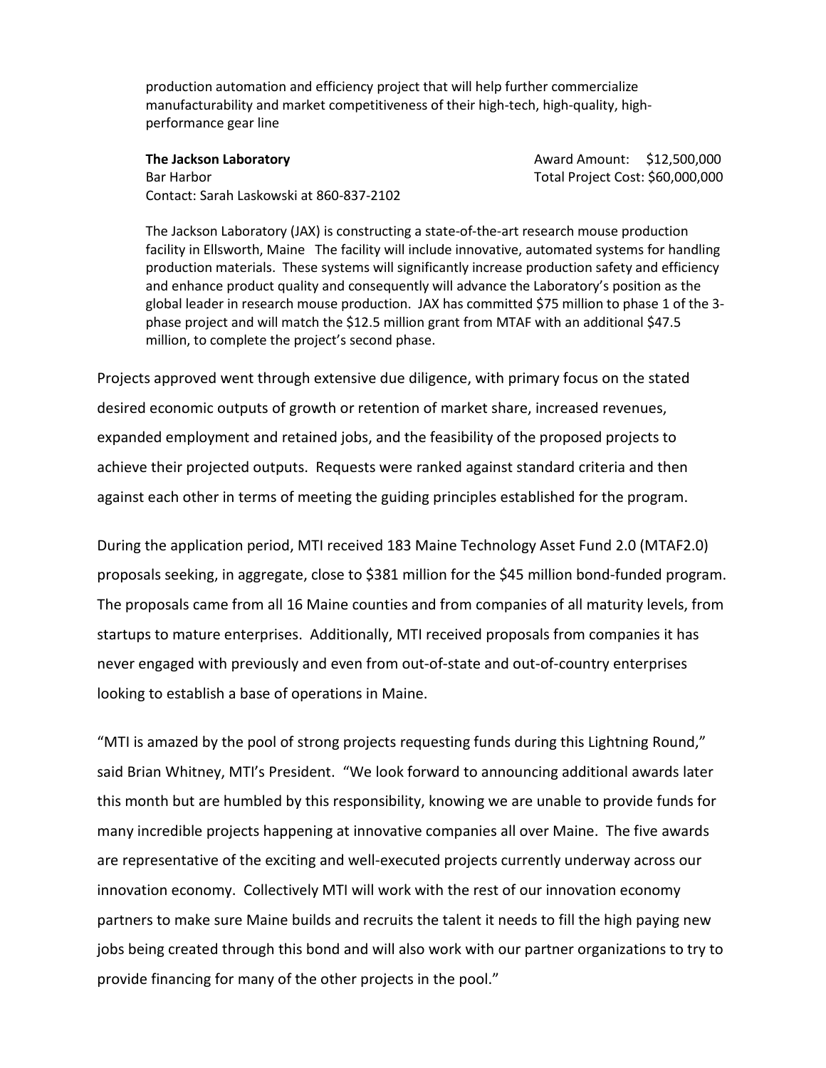production automation and efficiency project that will help further commercialize manufacturability and market competitiveness of their high-tech, high-quality, high-performance gear line

**The Jackson Laboratory** Award Amount: $12,500,000
Bar Harbor Total Project Cost: $60,000,000
Contact: Sarah Laskowski at 860-837-2102

The Jackson Laboratory (JAX) is constructing a state-of-the-art research mouse production facility in Ellsworth, Maine The facility will include innovative, automated systems for handling production materials. These systems will significantly increase production safety and efficiency and enhance product quality and consequently will advance the Laboratory's position as the global leader in research mouse production. JAX has committed $75 million to phase 1 of the 3-phase project and will match the $12.5 million grant from MTAF with an additional $47.5 million, to complete the project's second phase.

Projects approved went through extensive due diligence, with primary focus on the stated desired economic outputs of growth or retention of market share, increased revenues, expanded employment and retained jobs, and the feasibility of the proposed projects to achieve their projected outputs. Requests were ranked against standard criteria and then against each other in terms of meeting the guiding principles established for the program.

During the application period, MTI received 183 Maine Technology Asset Fund 2.0 (MTAF2.0) proposals seeking, in aggregate, close to $381 million for the $45 million bond-funded program. The proposals came from all 16 Maine counties and from companies of all maturity levels, from startups to mature enterprises. Additionally, MTI received proposals from companies it has never engaged with previously and even from out-of-state and out-of-country enterprises looking to establish a base of operations in Maine.

"MTI is amazed by the pool of strong projects requesting funds during this Lightning Round," said Brian Whitney, MTI's President. "We look forward to announcing additional awards later this month but are humbled by this responsibility, knowing we are unable to provide funds for many incredible projects happening at innovative companies all over Maine. The five awards are representative of the exciting and well-executed projects currently underway across our innovation economy. Collectively MTI will work with the rest of our innovation economy partners to make sure Maine builds and recruits the talent it needs to fill the high paying new jobs being created through this bond and will also work with our partner organizations to try to provide financing for many of the other projects in the pool."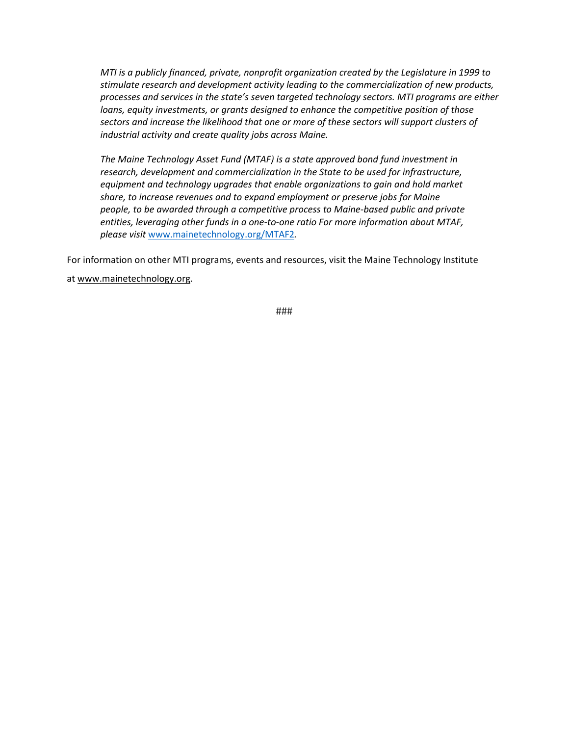*MTI is a publicly financed, private, nonprofit organization created by the Legislature in 1999 to stimulate research and development activity leading to the commercialization of new products, processes and services in the state's seven targeted technology sectors. MTI programs are either loans, equity investments, or grants designed to enhance the competitive position of those sectors and increase the likelihood that one or more of these sectors will support clusters of industrial activity and create quality jobs across Maine.*

*The Maine Technology Asset Fund (MTAF) is a state approved bond fund investment in research, development and commercialization in the State to be used for infrastructure, equipment and technology upgrades that enable organizations to gain and hold market share, to increase revenues and to expand employment or preserve jobs for Maine people, to be awarded through a competitive process to Maine-based public and private entities, leveraging other funds in a one-to-one ratio For more information about MTAF, please visit* [www.mainetechnology.org/MTAF2](http://www.mainetechnology.org/MTAF2)*.*

For information on other MTI programs, events and resources, visit the Maine Technology Institute at www.mainetechnology.org.

###